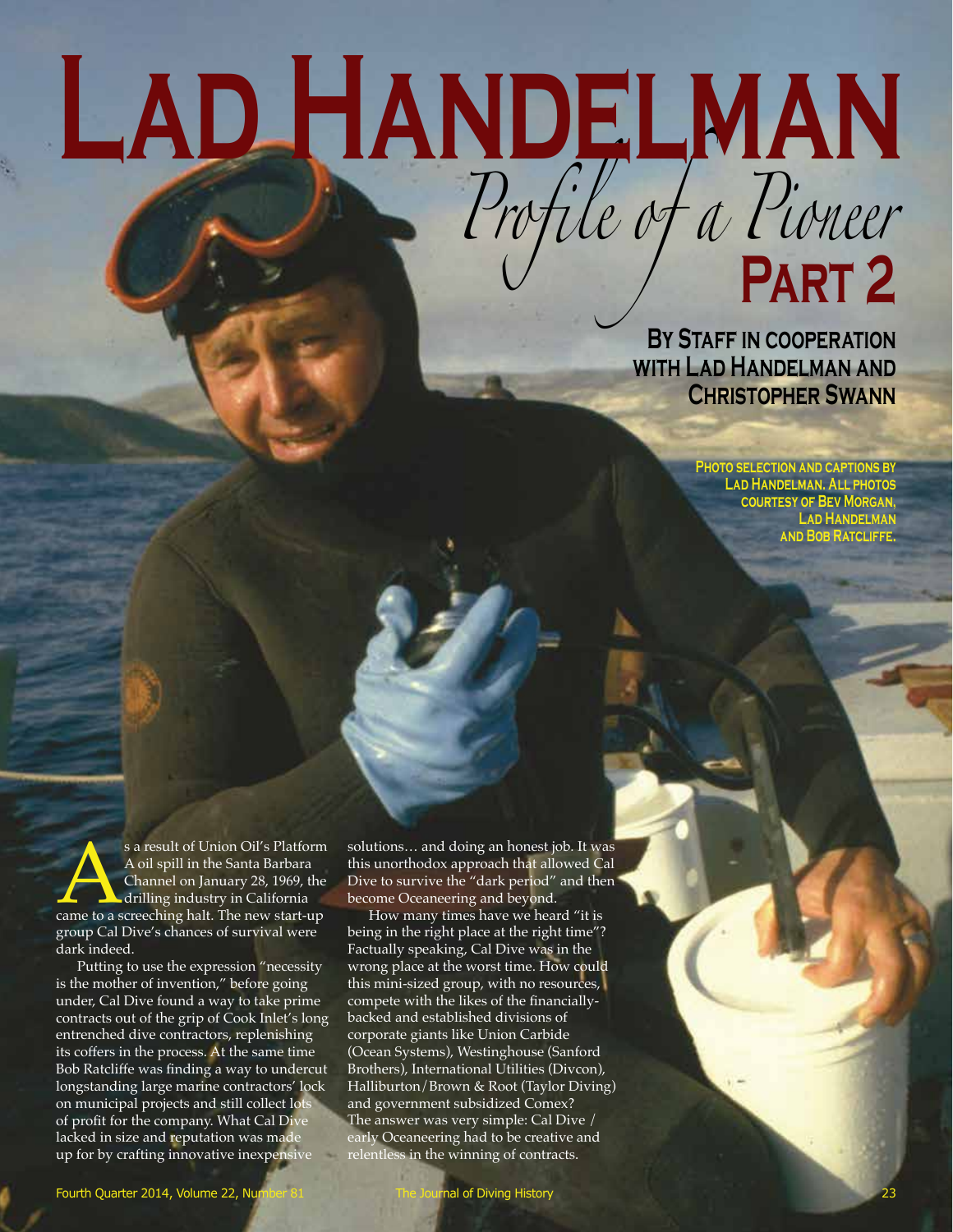# Lad Handelman

## *Profile of a Pioneer* Part 2

**By Staff in cooperation with Lad Handelman and Christopher Swann**

**Photo selection and captions by Lad Handelman. All photos courtesy of Bev Morgan, Lad Handelman and Bob Ratcliffe.**

As a result of Union Oil's Platform A oil spill in the Santa Barbara Channel on January 28, 1969, the drilling industry in California came to a screeching halt. The new start-up group Cal Dive's chances of survival were dark indeed.

Putting to use the expression "necessity is the mother of invention," before going under, Cal Dive found a way to take prime contracts out of the grip of Cook Inlet's long entrenched dive contractors, replenishing its coffers in the process. At the same time Bob Ratcliffe was finding a way to undercut longstanding large marine contractors' lock on municipal projects and still collect lots of profit for the company. What Cal Dive lacked in size and reputation was made up for by crafting innovative inexpensive solutions… and doing an honest job. It was this unorthodox approach that allowed Cal Dive to survive the "dark period" and then become Oceaneering and beyond.

How many times have we heard "it is being in the right place at the right time"? Factually speaking, Cal Dive was in the wrong place at the worst time. How could this mini-sized group, with no resources, compete with the likes of the financially-backed and established divisions of corporate giants like Union Carbide (Ocean Systems), Westinghouse (Sanford Brothers), International Utilities (Divcon), Halliburton/Brown & Root (Taylor Diving) and government subsidized Comex? The answer was very simple: Cal Dive / early Oceaneering had to be creative and relentless in the winning of contracts.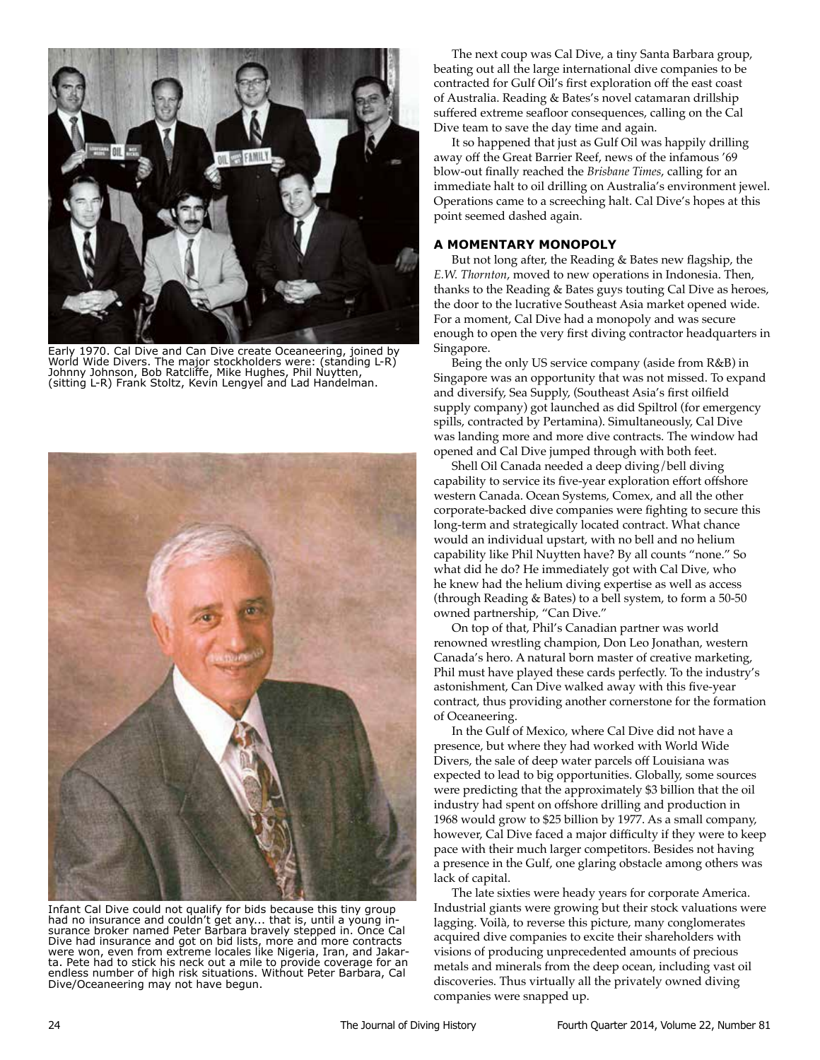Early 1970. Cal Dive and Can Dive create Oceaneering, joined by World Wide Divers. The major stockholders were: (standing L-R) Johnny Johnson, Bob Ratcliffe, Mike Hughes, Phil Nuytten, (sitting L-R) Frank Stoltz, Kevin Lengyel and Lad Handelman.

Infant Cal Dive could not qualify for bids because this tiny group had no insurance and couldn't get any... that is, until a young insurance broker named Peter Barbara bravely stepped in. Once Cal Dive had insurance and got on bid lists, more and more contracts were won, even from extreme locales like Nigeria, Iran, and Jakarta. Pete had to stick his neck out a mile to provide coverage for an endless number of high risk situations. Without Peter Barbara, Cal Dive/Oceaneering may not have begun.

The next coup was Cal Dive, a tiny Santa Barbara group, beating out all the large international dive companies to be contracted for Gulf Oil's first exploration off the east coast of Australia. Reading & Bates's novel catamaran drillship suffered extreme seafloor consequences, calling on the Cal Dive team to save the day time and again.

It so happened that just as Gulf Oil was happily drilling away off the Great Barrier Reef, news of the infamous '69 blow-out finally reached the *Brisbane Times*, calling for an immediate halt to oil drilling on Australia's environment jewel. Operations came to a screeching halt. Cal Dive's hopes at this point seemed dashed again.

### A MOMENTARY MONOPOLY

But not long after, the Reading & Bates new flagship, the *E.W. Thornton*, moved to new operations in Indonesia. Then, thanks to the Reading & Bates guys touting Cal Dive as heroes, the door to the lucrative Southeast Asia market opened wide. For a moment, Cal Dive had a monopoly and was secure enough to open the very first diving contractor headquarters in Singapore.

Being the only US service company (aside from R&B) in Singapore was an opportunity that was not missed. To expand and diversify, Sea Supply, (Southeast Asia's first oilfield supply company) got launched as did Spiltrol (for emergency spills, contracted by Pertamina). Simultaneously, Cal Dive was landing more and more dive contracts. The window had opened and Cal Dive jumped through with both feet.

Shell Oil Canada needed a deep diving/bell diving capability to service its five-year exploration effort offshore western Canada. Ocean Systems, Comex, and all the other corporate-backed dive companies were fighting to secure this long-term and strategically located contract. What chance would an individual upstart, with no bell and no helium capability like Phil Nuytten have? By all counts "none." So what did he do? He immediately got with Cal Dive, who he knew had the helium diving expertise as well as access (through Reading & Bates) to a bell system, to form a 50-50 owned partnership, "Can Dive."

On top of that, Phil's Canadian partner was world renowned wrestling champion, Don Leo Jonathan, western Canada's hero. A natural born master of creative marketing, Phil must have played these cards perfectly. To the industry's astonishment, Can Dive walked away with this five-year contract, thus providing another cornerstone for the formation of Oceaneering.

In the Gulf of Mexico, where Cal Dive did not have a presence, but where they had worked with World Wide Divers, the sale of deep water parcels off Louisiana was expected to lead to big opportunities. Globally, some sources were predicting that the approximately \$3 billion that the oil industry had spent on offshore drilling and production in 1968 would grow to \$25 billion by 1977. As a small company, however, Cal Dive faced a major difficulty if they were to keep pace with their much larger competitors. Besides not having a presence in the Gulf, one glaring obstacle among others was lack of capital.

The late sixties were heady years for corporate America. Industrial giants were growing but their stock valuations were lagging. Voilà, to reverse this picture, many conglomerates acquired dive companies to excite their shareholders with visions of producing unprecedented amounts of precious metals and minerals from the deep ocean, including vast oil discoveries. Thus virtually all the privately owned diving companies were snapped up.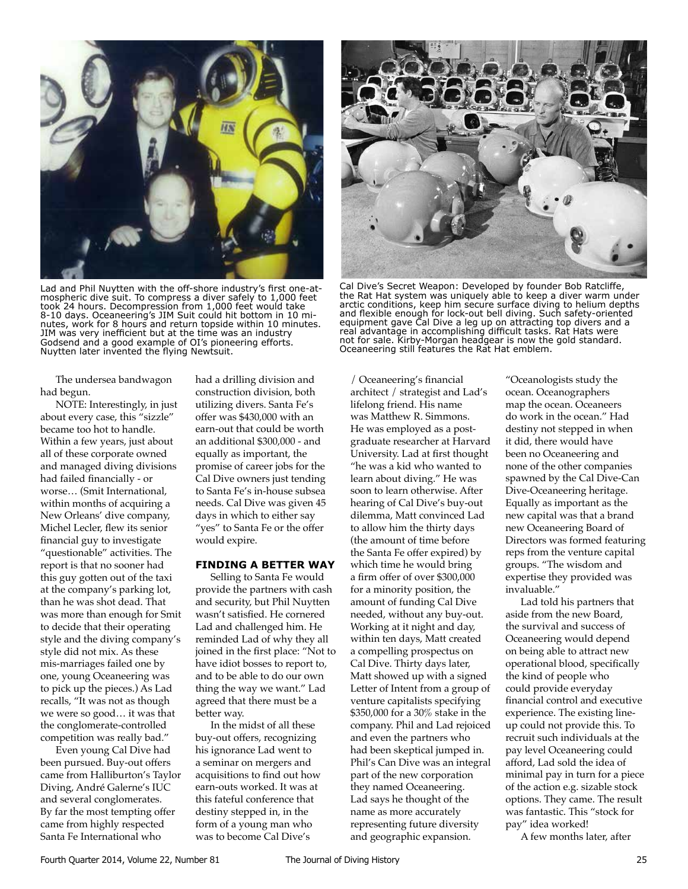Lad and Phil Nuytten with the off-shore industry's first one-atmospheric dive suit. To compress a diver safely to 1,000 feet took 24 hours. Decompression from 1,000 feet would take 8-10 days. Oceaneering's JIM Suit could hit bottom in 10 minutes, work for 8 hours and return topside within 10 minutes. JIM was very inefficient but at the time was an industry Godsend and a good example of OI's pioneering efforts. Nuytten later invented the flying Newtsuit.

Cal Dive's Secret Weapon: Developed by founder Bob Ratcliffe, the Rat Hat system was uniquely able to keep a diver warm under arctic conditions, keep him secure surface diving to helium depths and flexible enough for lock-out bell diving. Such safety-oriented equipment gave Cal Dive a leg up on attracting top divers and a real advantage in accomplishing difficult tasks. Rat Hats were not for sale. Kirby-Morgan headgear is now the gold standard. Oceaneering still features the Rat Hat emblem.

The undersea bandwagon had begun.

NOTE: Interestingly, in just about every case, this "sizzle" became too hot to handle. Within a few years, just about all of these corporate owned and managed diving divisions had failed financially - or worse… (Smit International, within months of acquiring a New Orleans' dive company, Michel Lecler, flew its senior financial guy to investigate "questionable" activities. The report is that no sooner had this guy gotten out of the taxi at the company's parking lot, than he was shot dead. That was more than enough for Smit to decide that their operating style and the diving company's style did not mix. As these mis-marriages failed one by one, young Oceaneering was to pick up the pieces.) As Lad recalls, "It was not as though we were so good… it was that the conglomerate-controlled competition was really bad."

Even young Cal Dive had been pursued. Buy-out offers came from Halliburton's Taylor Diving, André Galerne's IUC and several conglomerates. By far the most tempting offer came from highly respected Santa Fe International who had a drilling division and construction division, both utilizing divers. Santa Fe's offer was $430,000 with an earn-out that could be worth an additional $300,000 - and equally as important, the promise of career jobs for the Cal Dive owners just tending to Santa Fe's in-house subsea needs. Cal Dive was given 45 days in which to either say "yes" to Santa Fe or the offer would expire.

### FINDING A BETTER WAY

Selling to Santa Fe would provide the partners with cash and security, but Phil Nuytten wasn't satisfied. He cornered Lad and challenged him. He reminded Lad of why they all joined in the first place: "Not to have idiot bosses to report to, and to be able to do our own thing the way we want." Lad agreed that there must be a better way.

In the midst of all these buy-out offers, recognizing his ignorance Lad went to a seminar on mergers and acquisitions to find out how earn-outs worked. It was at this fateful conference that destiny stepped in, in the form of a young man who was to become Cal Dive's / Oceaneering's financial architect / strategist and Lad's lifelong friend. His name was Matthew R. Simmons. He was employed as a post-graduate researcher at Harvard University. Lad at first thought "he was a kid who wanted to learn about diving." He was soon to learn otherwise. After hearing of Cal Dive's buy-out dilemma, Matt convinced Lad to allow him the thirty days (the amount of time before the Santa Fe offer expired) by which time he would bring a firm offer of over $300,000 for a minority position, the amount of funding Cal Dive needed, without any buy-out. Working at it night and day, within ten days, Matt created a compelling prospectus on Cal Dive. Thirty days later, Matt showed up with a signed Letter of Intent from a group of venture capitalists specifying $350,000 for a 30% stake in the company. Phil and Lad rejoiced and even the partners who had been skeptical jumped in. Phil's Can Dive was an integral part of the new corporation they named Oceaneering. Lad says he thought of the name as more accurately representing future diversity and geographic expansion. "Oceanologists study the ocean. Oceanographers map the ocean. Oceaneers do work in the ocean." Had destiny not stepped in when it did, there would have been no Oceaneering and none of the other companies spawned by the Cal Dive-Can Dive-Oceaneering heritage. Equally as important as the new capital was that a brand new Oceaneering Board of Directors was formed featuring reps from the venture capital groups. "The wisdom and expertise they provided was invaluable."

Lad told his partners that aside from the new Board, the survival and success of Oceaneering would depend on being able to attract new operational blood, specifically the kind of people who could provide everyday financial control and executive experience. The existing line-up could not provide this. To recruit such individuals at the pay level Oceaneering could afford, Lad sold the idea of minimal pay in turn for a piece of the action e.g. sizable stock options. They came. The result was fantastic. This "stock for pay" idea worked!

A few months later, after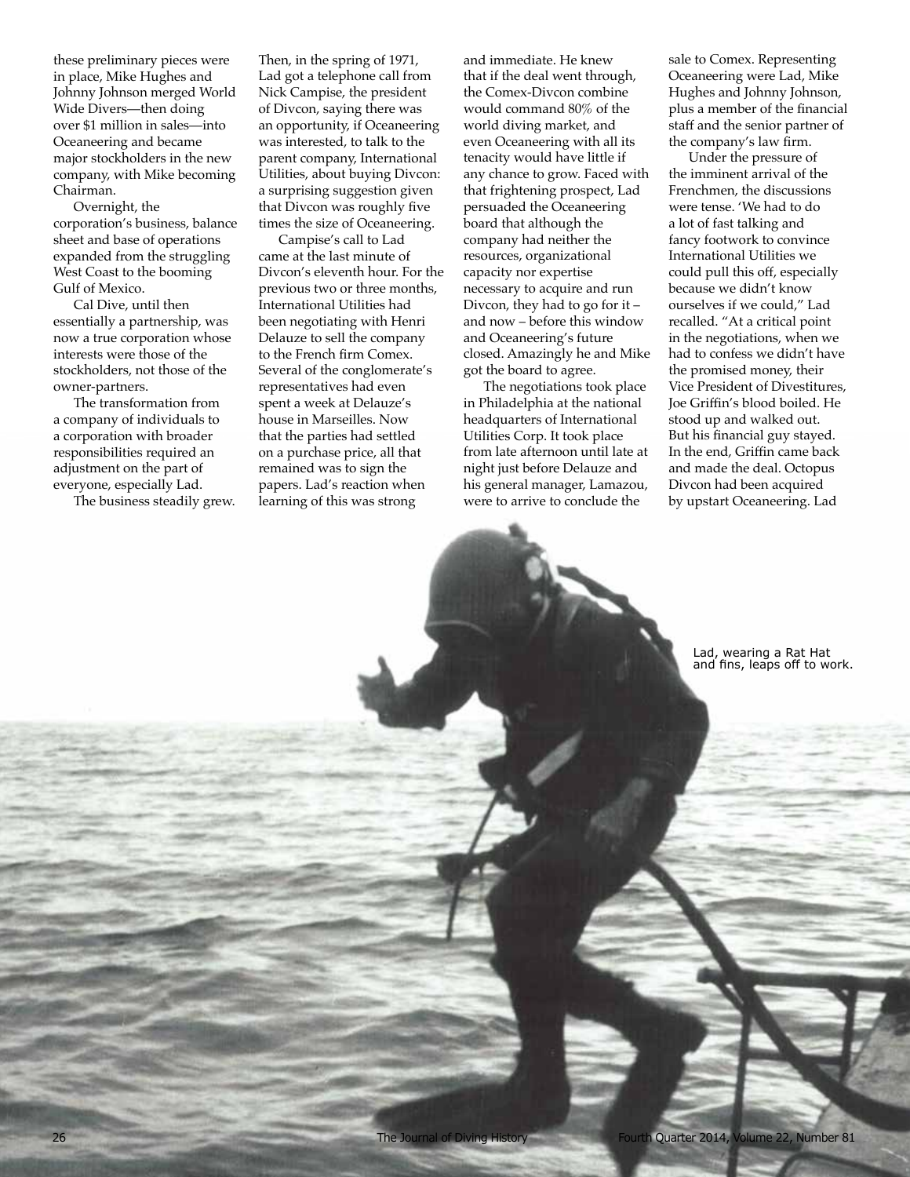these preliminary pieces were in place, Mike Hughes and Johnny Johnson merged World Wide Divers—then doing over $1 million in sales—into Oceaneering and became major stockholders in the new company, with Mike becoming Chairman.

Overnight, the corporation's business, balance sheet and base of operations expanded from the struggling West Coast to the booming Gulf of Mexico.

Cal Dive, until then essentially a partnership, was now a true corporation whose interests were those of the stockholders, not those of the owner-partners.

The transformation from a company of individuals to a corporation with broader responsibilities required an adjustment on the part of everyone, especially Lad.

The business steadily grew. Then, in the spring of 1971, Lad got a telephone call from Nick Campise, the president of Divcon, saying there was an opportunity, if Oceaneering was interested, to talk to the parent company, International Utilities, about buying Divcon: a surprising suggestion given that Divcon was roughly five times the size of Oceaneering.

Campise's call to Lad came at the last minute of Divcon's eleventh hour. For the previous two or three months, International Utilities had been negotiating with Henri Delauze to sell the company to the French firm Comex. Several of the conglomerate's representatives had even spent a week at Delauze's house in Marseilles. Now that the parties had settled on a purchase price, all that remained was to sign the papers. Lad's reaction when learning of this was strong and immediate. He knew that if the deal went through, the Comex-Divcon combine would command 80% of the world diving market, and even Oceaneering with all its tenacity would have little if any chance to grow. Faced with that frightening prospect, Lad persuaded the Oceaneering board that although the company had neither the resources, organizational capacity nor expertise necessary to acquire and run Divcon, they had to go for it – and now – before this window and Oceaneering's future closed. Amazingly he and Mike got the board to agree.

The negotiations took place in Philadelphia at the national headquarters of International Utilities Corp. It took place from late afternoon until late at night just before Delauze and his general manager, Lamazou, were to arrive to conclude the sale to Comex. Representing Oceaneering were Lad, Mike Hughes and Johnny Johnson, plus a member of the financial staff and the senior partner of the company's law firm.

Under the pressure of the imminent arrival of the Frenchmen, the discussions were tense. 'We had to do a lot of fast talking and fancy footwork to convince International Utilities we could pull this off, especially because we didn't know ourselves if we could," Lad recalled. "At a critical point in the negotiations, when we had to confess we didn't have the promised money, their Vice President of Divestitures, Joe Griffin's blood boiled. He stood up and walked out. But his financial guy stayed. In the end, Griffin came back and made the deal. Octopus Divcon had been acquired by upstart Oceaneering. Lad

Lad, wearing a Rat Hat and fins, leaps off to work.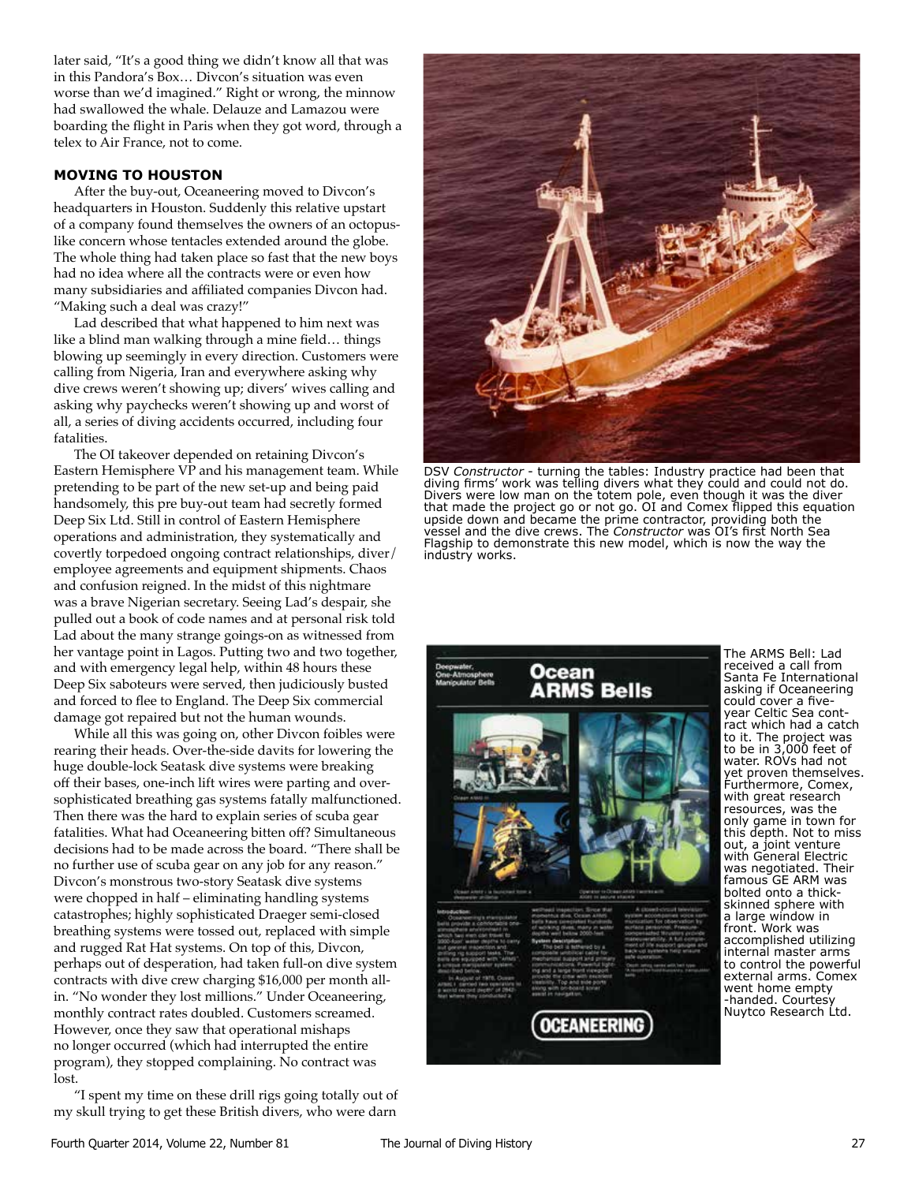later said, "It's a good thing we didn't know all that was in this Pandora's Box… Divcon's situation was even worse than we'd imagined." Right or wrong, the minnow had swallowed the whale. Delauze and Lamazou were boarding the flight in Paris when they got word, through a telex to Air France, not to come.

### MOVING TO HOUSTON

After the buy-out, Oceaneering moved to Divcon's headquarters in Houston. Suddenly this relative upstart of a company found themselves the owners of an octopus-like concern whose tentacles extended around the globe. The whole thing had taken place so fast that the new boys had no idea where all the contracts were or even how many subsidiaries and affiliated companies Divcon had. "Making such a deal was crazy!"

Lad described that what happened to him next was like a blind man walking through a mine field… things blowing up seemingly in every direction. Customers were calling from Nigeria, Iran and everywhere asking why dive crews weren't showing up; divers' wives calling and asking why paychecks weren't showing up and worst of all, a series of diving accidents occurred, including four fatalities.

The OI takeover depended on retaining Divcon's Eastern Hemisphere VP and his management team. While pretending to be part of the new set-up and being paid handsomely, this pre buy-out team had secretly formed Deep Six Ltd. Still in control of Eastern Hemisphere operations and administration, they systematically and covertly torpedoed ongoing contract relationships, diver/employee agreements and equipment shipments. Chaos and confusion reigned. In the midst of this nightmare was a brave Nigerian secretary. Seeing Lad's despair, she pulled out a book of code names and at personal risk told Lad about the many strange goings-on as witnessed from her vantage point in Lagos. Putting two and two together, and with emergency legal help, within 48 hours these Deep Six saboteurs were served, then judiciously busted and forced to flee to England. The Deep Six commercial damage got repaired but not the human wounds.

While all this was going on, other Divcon foibles were rearing their heads. Over-the-side davits for lowering the huge double-lock Seatask dive systems were breaking off their bases, one-inch lift wires were parting and over-sophisticated breathing gas systems fatally malfunctioned. Then there was the hard to explain series of scuba gear fatalities. What had Oceaneering bitten off? Simultaneous decisions had to be made across the board. "There shall be no further use of scuba gear on any job for any reason." Divcon's monstrous two-story Seatask dive systems were chopped in half – eliminating handling systems catastrophes; highly sophisticated Draeger semi-closed breathing systems were tossed out, replaced with simple and rugged Rat Hat systems. On top of this, Divcon, perhaps out of desperation, had taken full-on dive system contracts with dive crew charging $16,000 per month all-in. "No wonder they lost millions." Under Oceaneering, monthly contract rates doubled. Customers screamed. However, once they saw that operational mishaps no longer occurred (which had interrupted the entire program), they stopped complaining. No contract was lost.

"I spent my time on these drill rigs going totally out of my skull trying to get these British divers, who were darn

DSV *Constructor* - turning the tables: Industry practice had been that diving firms' work was telling divers what they could and could not do. Divers were low man on the totem pole, even though it was the diver that made the project go or not go. OI and Comex flipped this equation upside down and became the prime contractor, providing both the vessel and the dive crews. The *Constructor* was OI's first North Sea Flagship to demonstrate this new model, which is now the way the industry works.

The ARMS Bell: Lad received a call from Santa Fe International asking if Oceaneering could cover a five-year Celtic Sea contract which had a catch to it. The project was to be in 3,000 feet of water. ROVs had not yet proven themselves. Furthermore, Comex, with great research resources, was the only game in town for this depth. Not to miss out, a joint venture with General Electric was negotiated. Their famous GE ARM was bolted onto a thick-skinned sphere with a large window in front. Work was accomplished utilizing internal master arms to control the powerful external arms. Comex went home empty-handed. Courtesy Nuytco Research Ltd.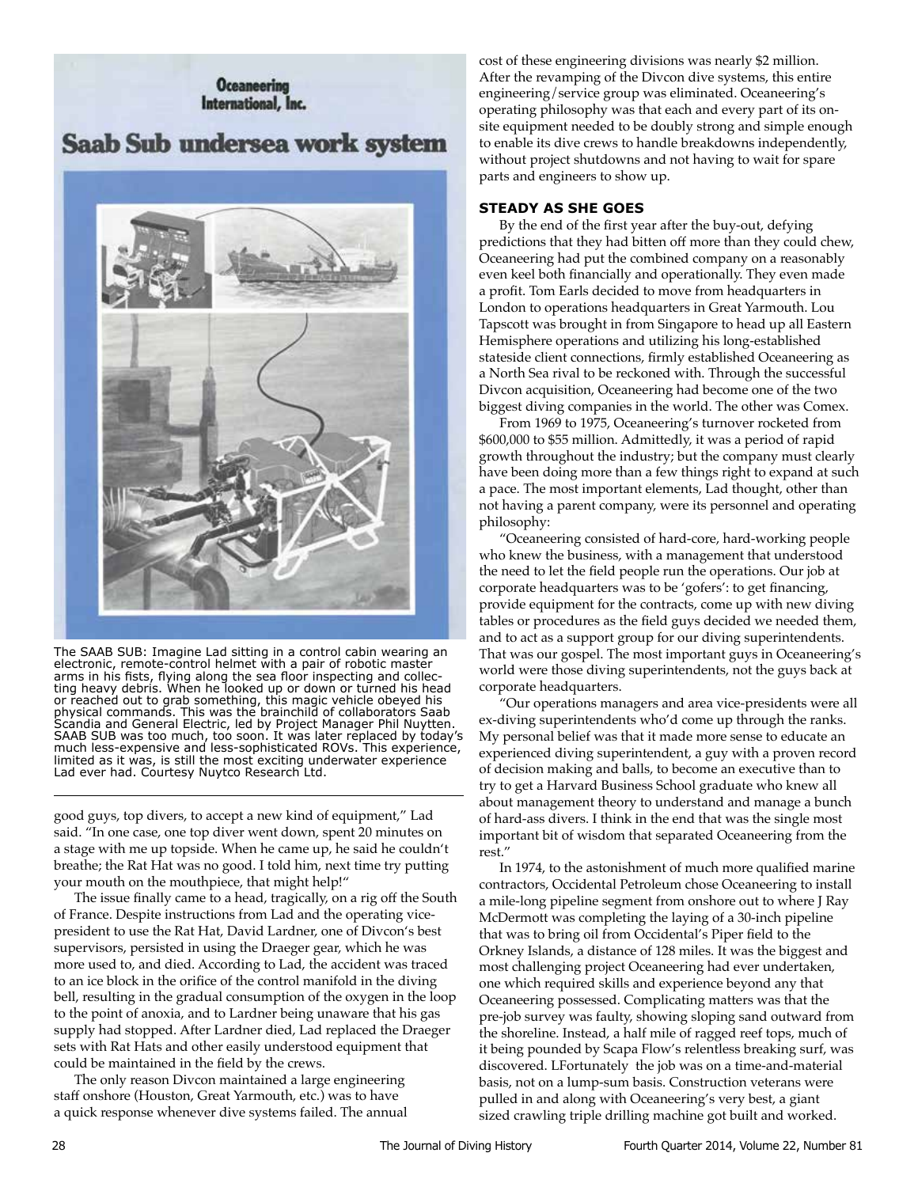Oceaneering International, Inc.

# Saab Sub undersea work system

The SAAB SUB: Imagine Lad sitting in a control cabin wearing an electronic, remote-control helmet with a pair of robotic master arms in his fists, flying along the sea floor inspecting and collecting heavy debris. When he looked up or down or turned his head or reached out to grab something, this magic vehicle obeyed his physical commands. This was the brainchild of collaborators Saab Scandia and General Electric, led by Project Manager Phil Nuytten. SAAB SUB was too much, too soon. It was later replaced by today's much less-expensive and less-sophisticated ROVs. This experience, limited as it was, is still the most exciting underwater experience Lad ever had. Courtesy Nuytco Research Ltd.

good guys, top divers, to accept a new kind of equipment," Lad said. "In one case, one top diver went down, spent 20 minutes on a stage with me up topside. When he came up, he said he couldn't breathe; the Rat Hat was no good. I told him, next time try putting your mouth on the mouthpiece, that might help!"

The issue finally came to a head, tragically, on a rig off the South of France. Despite instructions from Lad and the operating vice-president to use the Rat Hat, David Lardner, one of Divcon's best supervisors, persisted in using the Draeger gear, which he was more used to, and died. According to Lad, the accident was traced to an ice block in the orifice of the control manifold in the diving bell, resulting in the gradual consumption of the oxygen in the loop to the point of anoxia, and to Lardner being unaware that his gas supply had stopped. After Lardner died, Lad replaced the Draeger sets with Rat Hats and other easily understood equipment that could be maintained in the field by the crews.

The only reason Divcon maintained a large engineering staff onshore (Houston, Great Yarmouth, etc.) was to have a quick response whenever dive systems failed. The annual cost of these engineering divisions was nearly $2 million. After the revamping of the Divcon dive systems, this entire engineering/service group was eliminated. Oceaneering's operating philosophy was that each and every part of its on-site equipment needed to be doubly strong and simple enough to enable its dive crews to handle breakdowns independently, without project shutdowns and not having to wait for spare parts and engineers to show up.

### STEADY AS SHE GOES

By the end of the first year after the buy-out, defying predictions that they had bitten off more than they could chew, Oceaneering had put the combined company on a reasonably even keel both financially and operationally. They even made a profit. Tom Earls decided to move from headquarters in London to operations headquarters in Great Yarmouth. Lou Tapscott was brought in from Singapore to head up all Eastern Hemisphere operations and utilizing his long-established stateside client connections, firmly established Oceaneering as a North Sea rival to be reckoned with. Through the successful Divcon acquisition, Oceaneering had become one of the two biggest diving companies in the world. The other was Comex.

From 1969 to 1975, Oceaneering's turnover rocketed from $600,000 to $55 million. Admittedly, it was a period of rapid growth throughout the industry; but the company must clearly have been doing more than a few things right to expand at such a pace. The most important elements, Lad thought, other than not having a parent company, were its personnel and operating philosophy:

"Oceaneering consisted of hard-core, hard-working people who knew the business, with a management that understood the need to let the field people run the operations. Our job at corporate headquarters was to be 'gofers': to get financing, provide equipment for the contracts, come up with new diving tables or procedures as the field guys decided we needed them, and to act as a support group for our diving superintendents. That was our gospel. The most important guys in Oceaneering's world were those diving superintendents, not the guys back at corporate headquarters.

"Our operations managers and area vice-presidents were all ex-diving superintendents who'd come up through the ranks. My personal belief was that it made more sense to educate an experienced diving superintendent, a guy with a proven record of decision making and balls, to become an executive than to try to get a Harvard Business School graduate who knew all about management theory to understand and manage a bunch of hard-ass divers. I think in the end that was the single most important bit of wisdom that separated Oceaneering from the rest."

In 1974, to the astonishment of much more qualified marine contractors, Occidental Petroleum chose Oceaneering to install a mile-long pipeline segment from onshore out to where J Ray McDermott was completing the laying of a 30-inch pipeline that was to bring oil from Occidental's Piper field to the Orkney Islands, a distance of 128 miles. It was the biggest and most challenging project Oceaneering had ever undertaken, one which required skills and experience beyond any that Oceaneering possessed. Complicating matters was that the pre-job survey was faulty, showing sloping sand outward from the shoreline. Instead, a half mile of ragged reef tops, much of it being pounded by Scapa Flow's relentless breaking surf, was discovered. LFortunately the job was on a time-and-material basis, not on a lump-sum basis. Construction veterans were pulled in and along with Oceaneering's very best, a giant sized crawling triple drilling machine got built and worked.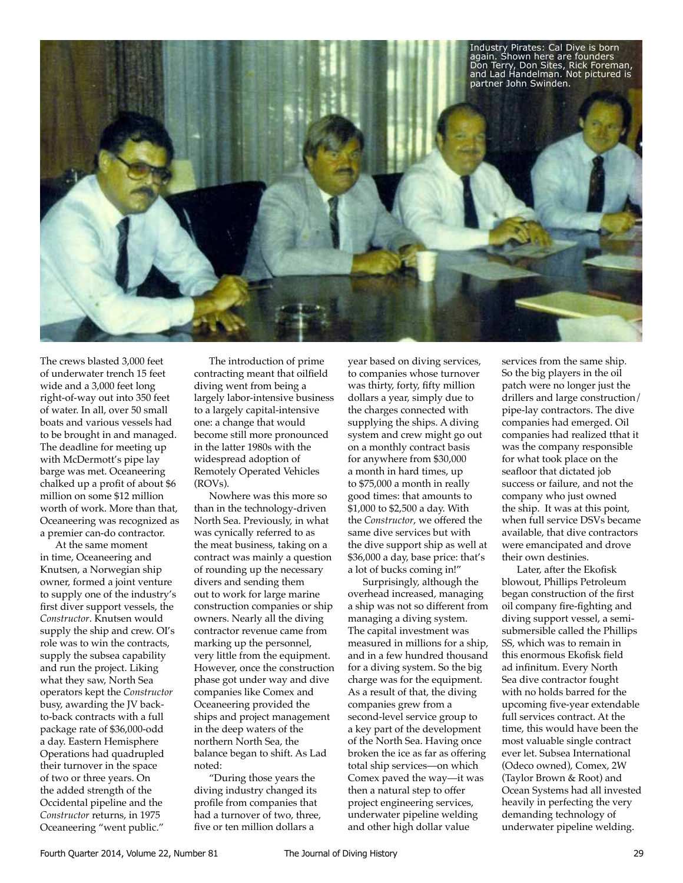Industry Pirates: Cal Dive is born again. Shown here are founders Don Terry, Don Sites, Rick Foreman, and Lad Handelman. Not pictured is partner John Swinden.

The crews blasted 3,000 feet of underwater trench 15 feet wide and a 3,000 feet long right-of-way out into 350 feet of water. In all, over 50 small boats and various vessels had to be brought in and managed. The deadline for meeting up with McDermott's pipe lay barge was met. Oceaneering chalked up a profit of about $6 million on some $12 million worth of work. More than that, Oceaneering was recognized as a premier can-do contractor.

At the same moment in time, Oceaneering and Knutsen, a Norwegian ship owner, formed a joint venture to supply one of the industry's first diver support vessels, the *Constructor*. Knutsen would supply the ship and crew. OI's role was to win the contracts, supply the subsea capability and run the project. Liking what they saw, North Sea operators kept the *Constructor* busy, awarding the JV back-to-back contracts with a full package rate of $36,000-odd a day. Eastern Hemisphere Operations had quadrupled their turnover in the space of two or three years. On the added strength of the Occidental pipeline and the *Constructor* returns, in 1975 Oceaneering "went public."

The introduction of prime contracting meant that oilfield diving went from being a largely labor-intensive business to a largely capital-intensive one: a change that would become still more pronounced in the latter 1980s with the widespread adoption of Remotely Operated Vehicles (ROVs).

Nowhere was this more so than in the technology-driven North Sea. Previously, in what was cynically referred to as the meat business, taking on a contract was mainly a question of rounding up the necessary divers and sending them out to work for large marine construction companies or ship owners. Nearly all the diving contractor revenue came from marking up the personnel, very little from the equipment. However, once the construction phase got under way and dive companies like Comex and Oceaneering provided the ships and project management in the deep waters of the northern North Sea, the balance began to shift. As Lad noted:

"During those years the diving industry changed its profile from companies that had a turnover of two, three, five or ten million dollars a year based on diving services, to companies whose turnover was thirty, forty, fifty million dollars a year, simply due to the charges connected with supplying the ships. A diving system and crew might go out on a monthly contract basis for anywhere from $30,000 a month in hard times, up to $75,000 a month in really good times: that amounts to $1,000 to $2,500 a day. With the *Constructor*, we offered the same dive services but with the dive support ship as well at $36,000 a day, base price: that's a lot of bucks coming in!"

Surprisingly, although the overhead increased, managing a ship was not so different from managing a diving system. The capital investment was measured in millions for a ship, and in a few hundred thousand for a diving system. So the big charge was for the equipment. As a result of that, the diving companies grew from a second-level service group to a key part of the development of the North Sea. Having once broken the ice as far as offering total ship services—on which Comex paved the way—it was then a natural step to offer project engineering services, underwater pipeline welding and other high dollar value services from the same ship. So the big players in the oil patch were no longer just the drillers and large construction/pipe-lay contractors. The dive companies had emerged. Oil companies had realized tthat it was the company responsible for what took place on the seafloor that dictated job success or failure, and not the company who just owned the ship. It was at this point, when full service DSVs became available, that dive contractors were emancipated and drove their own destinies.

Later, after the Ekofisk blowout, Phillips Petroleum began construction of the first oil company fire-fighting and diving support vessel, a semi-submersible called the Phillips SS, which was to remain in this enormous Ekofisk field ad infinitum. Every North Sea dive contractor fought with no holds barred for the upcoming five-year extendable full services contract. At the time, this would have been the most valuable single contract ever let. Subsea International (Odeco owned), Comex, 2W (Taylor Brown & Root) and Ocean Systems had all invested heavily in perfecting the very demanding technology of underwater pipeline welding.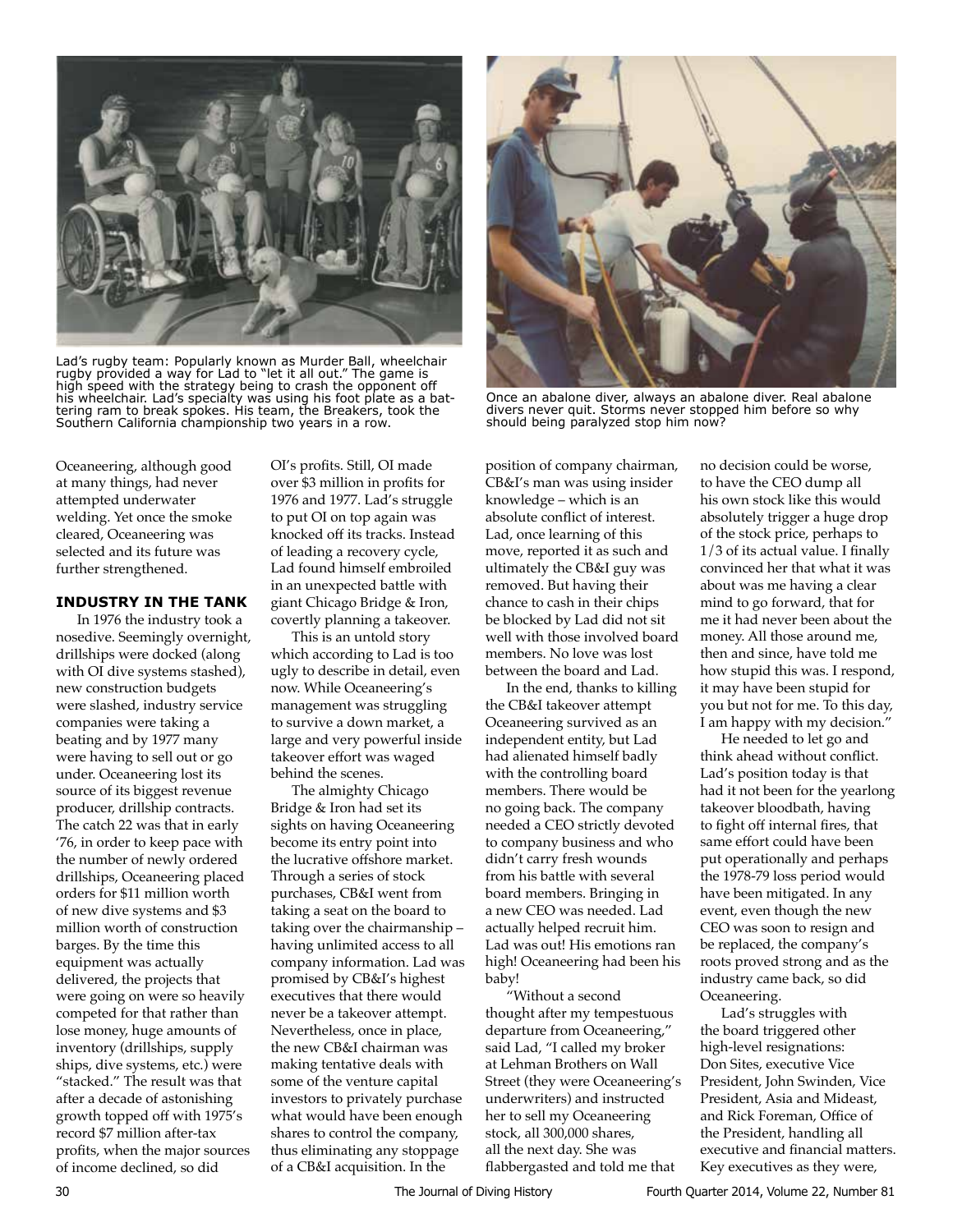Lad's rugby team: Popularly known as Murder Ball, wheelchair rugby provided a way for Lad to "let it all out." The game is high speed with the strategy being to crash the opponent off his wheelchair. Lad's specialty was using his foot plate as a battering ram to break spokes. His team, the Breakers, took the Southern California championship two years in a row.

Once an abalone diver, always an abalone diver. Real abalone divers never quit. Storms never stopped him before so why should being paralyzed stop him now?

Oceaneering, although good at many things, had never attempted underwater welding. Yet once the smoke cleared, Oceaneering was selected and its future was further strengthened.

### INDUSTRY IN THE TANK

In 1976 the industry took a nosedive. Seemingly overnight, drillships were docked (along with OI dive systems stashed), new construction budgets were slashed, industry service companies were taking a beating and by 1977 many were having to sell out or go under. Oceaneering lost its source of its biggest revenue producer, drillship contracts. The catch 22 was that in early '76, in order to keep pace with the number of newly ordered drillships, Oceaneering placed orders for $11 million worth of new dive systems and $3 million worth of construction barges. By the time this equipment was actually delivered, the projects that were going on were so heavily competed for that rather than lose money, huge amounts of inventory (drillships, supply ships, dive systems, etc.) were "stacked." The result was that after a decade of astonishing growth topped off with 1975's record $7 million after-tax profits, when the major sources of income declined, so did OI's profits. Still, OI made over $3 million in profits for 1976 and 1977. Lad's struggle to put OI on top again was knocked off its tracks. Instead of leading a recovery cycle, Lad found himself embroiled in an unexpected battle with giant Chicago Bridge & Iron, covertly planning a takeover.

This is an untold story which according to Lad is too ugly to describe in detail, even now. While Oceaneering's management was struggling to survive a down market, a large and very powerful inside takeover effort was waged behind the scenes.

The almighty Chicago Bridge & Iron had set its sights on having Oceaneering become its entry point into the lucrative offshore market. Through a series of stock purchases, CB&I went from taking a seat on the board to taking over the chairmanship – having unlimited access to all company information. Lad was promised by CB&I's highest executives that there would never be a takeover attempt. Nevertheless, once in place, the new CB&I chairman was making tentative deals with some of the venture capital investors to privately purchase what would have been enough shares to control the company, thus eliminating any stoppage of a CB&I acquisition. In the position of company chairman, CB&I's man was using insider knowledge – which is an absolute conflict of interest. Lad, once learning of this move, reported it as such and ultimately the CB&I guy was removed. But having their chance to cash in their chips be blocked by Lad did not sit well with those involved board members. No love was lost between the board and Lad.

In the end, thanks to killing the CB&I takeover attempt Oceaneering survived as an independent entity, but Lad had alienated himself badly with the controlling board members. There would be no going back. The company needed a CEO strictly devoted to company business and who didn't carry fresh wounds from his battle with several board members. Bringing in a new CEO was needed. Lad actually helped recruit him. Lad was out! His emotions ran high! Oceaneering had been his baby!

"Without a second thought after my tempestuous departure from Oceaneering," said Lad, "I called my broker at Lehman Brothers on Wall Street (they were Oceaneering's underwriters) and instructed her to sell my Oceaneering stock, all 300,000 shares, all the next day. She was flabbergasted and told me that no decision could be worse, to have the CEO dump all his own stock like this would absolutely trigger a huge drop of the stock price, perhaps to 1/3 of its actual value. I finally convinced her that what it was about was me having a clear mind to go forward, that for me it had never been about the money. All those around me, then and since, have told me how stupid this was. I respond, it may have been stupid for you but not for me. To this day, I am happy with my decision."

He needed to let go and think ahead without conflict. Lad's position today is that had it not been for the yearlong takeover bloodbath, having to fight off internal fires, that same effort could have been put operationally and perhaps the 1978-79 loss period would have been mitigated. In any event, even though the new CEO was soon to resign and be replaced, the company's roots proved strong and as the industry came back, so did Oceaneering.

Lad's struggles with the board triggered other high-level resignations: Don Sites, executive Vice President, John Swinden, Vice President, Asia and Mideast, and Rick Foreman, Office of the President, handling all executive and financial matters. Key executives as they were,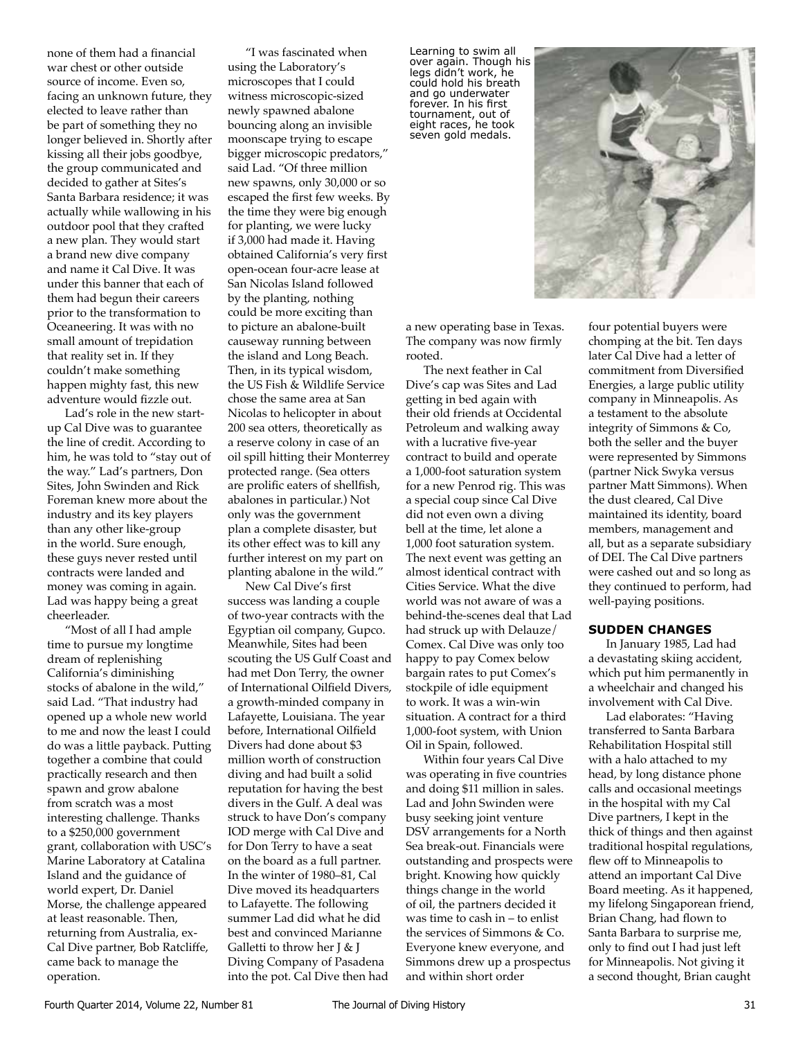none of them had a financial war chest or other outside source of income. Even so, facing an unknown future, they elected to leave rather than be part of something they no longer believed in. Shortly after kissing all their jobs goodbye, the group communicated and decided to gather at Sites's Santa Barbara residence; it was actually while wallowing in his outdoor pool that they crafted a new plan. They would start a brand new dive company and name it Cal Dive. It was under this banner that each of them had begun their careers prior to the transformation to Oceaneering. It was with no small amount of trepidation that reality set in. If they couldn't make something happen mighty fast, this new adventure would fizzle out.

Lad's role in the new start-up Cal Dive was to guarantee the line of credit. According to him, he was told to "stay out of the way." Lad's partners, Don Sites, John Swinden and Rick Foreman knew more about the industry and its key players than any other like-group in the world. Sure enough, these guys never rested until contracts were landed and money was coming in again. Lad was happy being a great cheerleader.

"Most of all I had ample time to pursue my longtime dream of replenishing California's diminishing stocks of abalone in the wild," said Lad. "That industry had opened up a whole new world to me and now the least I could do was a little payback. Putting together a combine that could practically research and then spawn and grow abalone from scratch was a most interesting challenge. Thanks to a $250,000 government grant, collaboration with USC's Marine Laboratory at Catalina Island and the guidance of world expert, Dr. Daniel Morse, the challenge appeared at least reasonable. Then, returning from Australia, ex-Cal Dive partner, Bob Ratcliffe, came back to manage the operation.

"I was fascinated when using the Laboratory's microscopes that I could witness microscopic-sized newly spawned abalone bouncing along an invisible moonscape trying to escape bigger microscopic predators," said Lad. "Of three million new spawns, only 30,000 or so escaped the first few weeks. By the time they were big enough for planting, we were lucky if 3,000 had made it. Having obtained California's very first open-ocean four-acre lease at San Nicolas Island followed by the planting, nothing could be more exciting than to picture an abalone-built causeway running between the island and Long Beach. Then, in its typical wisdom, the US Fish & Wildlife Service chose the same area at San Nicolas to helicopter in about 200 sea otters, theoretically as a reserve colony in case of an oil spill hitting their Monterrey protected range. (Sea otters are prolific eaters of shellfish, abalones in particular.) Not only was the government plan a complete disaster, but its other effect was to kill any further interest on my part on planting abalone in the wild."

New Cal Dive's first success was landing a couple of two-year contracts with the Egyptian oil company, Gupco. Meanwhile, Sites had been scouting the US Gulf Coast and had met Don Terry, the owner of International Oilfield Divers, a growth-minded company in Lafayette, Louisiana. The year before, International Oilfield Divers had done about $3 million worth of construction diving and had built a solid reputation for having the best divers in the Gulf. A deal was struck to have Don's company IOD merge with Cal Dive and for Don Terry to have a seat on the board as a full partner. In the winter of 1980–81, Cal Dive moved its headquarters to Lafayette. The following summer Lad did what he did best and convinced Marianne Galletti to throw her J & J Diving Company of Pasadena into the pot. Cal Dive then had a new operating base in Texas. The company was now firmly rooted.

Learning to swim all over again. Though his legs didn't work, he could hold his breath and go underwater forever. In his first tournament, out of eight races, he took seven gold medals.

The next feather in Cal Dive's cap was Sites and Lad getting in bed again with their old friends at Occidental Petroleum and walking away with a lucrative five-year contract to build and operate a 1,000-foot saturation system for a new Penrod rig. This was a special coup since Cal Dive did not even own a diving bell at the time, let alone a 1,000 foot saturation system. The next event was getting an almost identical contract with Cities Service. What the dive world was not aware of was a behind-the-scenes deal that Lad had struck up with Delauze/Comex. Cal Dive was only too happy to pay Comex below bargain rates to put Comex's stockpile of idle equipment to work. It was a win-win situation. A contract for a third 1,000-foot system, with Union Oil in Spain, followed.

Within four years Cal Dive was operating in five countries and doing $11 million in sales. Lad and John Swinden were busy seeking joint venture DSV arrangements for a North Sea break-out. Financials were outstanding and prospects were bright. Knowing how quickly things change in the world of oil, the partners decided it was time to cash in – to enlist the services of Simmons & Co. Everyone knew everyone, and Simmons drew up a prospectus and within short order four potential buyers were chomping at the bit. Ten days later Cal Dive had a letter of commitment from Diversified Energies, a large public utility company in Minneapolis. As a testament to the absolute integrity of Simmons & Co, both the seller and the buyer were represented by Simmons (partner Nick Swyka versus partner Matt Simmons). When the dust cleared, Cal Dive maintained its identity, board members, management and all, but as a separate subsidiary of DEI. The Cal Dive partners were cashed out and so long as they continued to perform, had well-paying positions.

### SUDDEN CHANGES

In January 1985, Lad had a devastating skiing accident, which put him permanently in a wheelchair and changed his involvement with Cal Dive.

Lad elaborates: "Having transferred to Santa Barbara Rehabilitation Hospital still with a halo attached to my head, by long distance phone calls and occasional meetings in the hospital with my Cal Dive partners, I kept in the thick of things and then against traditional hospital regulations, flew off to Minneapolis to attend an important Cal Dive Board meeting. As it happened, my lifelong Singaporean friend, Brian Chang, had flown to Santa Barbara to surprise me, only to find out I had just left for Minneapolis. Not giving it a second thought, Brian caught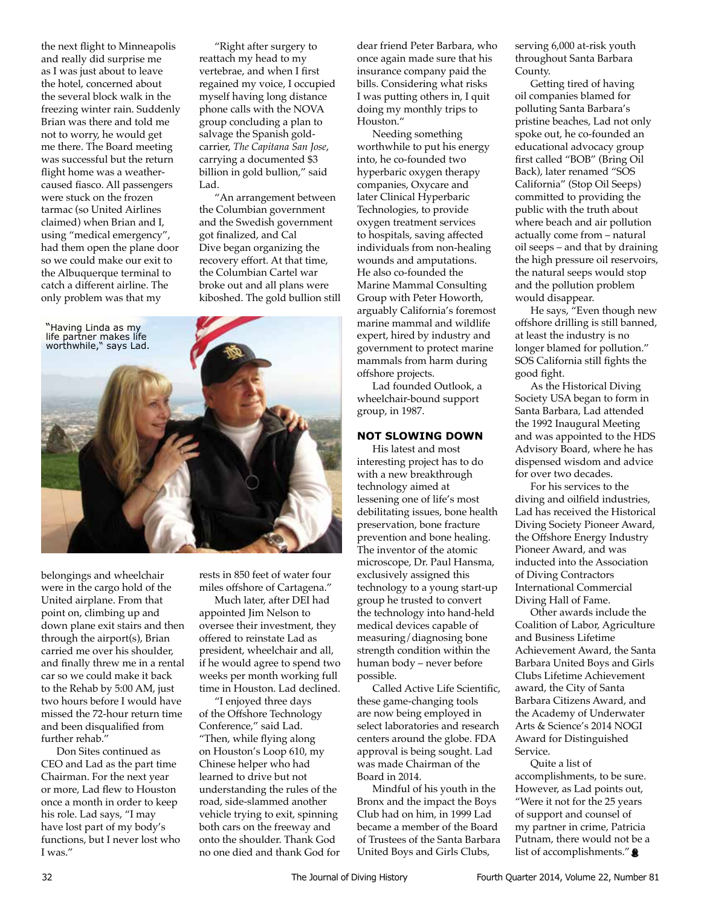the next flight to Minneapolis and really did surprise me as I was just about to leave the hotel, concerned about the several block walk in the freezing winter rain. Suddenly Brian was there and told me not to worry, he would get me there. The Board meeting was successful but the return flight home was a weather-caused fiasco. All passengers were stuck on the frozen tarmac (so United Airlines claimed) when Brian and I, using "medical emergency", had them open the plane door so we could make our exit to the Albuquerque terminal to catch a different airline. The only problem was that my belongings and wheelchair were in the cargo hold of the United airplane. From that point on, climbing up and down plane exit stairs and then through the airport(s), Brian carried me over his shoulder, and finally threw me in a rental car so we could make it back to the Rehab by 5:00 AM, just two hours before I would have missed the 72-hour return time and been disqualified from further rehab."

Don Sites continued as CEO and Lad as the part time Chairman. For the next year or more, Lad flew to Houston once a month in order to keep his role. Lad says, "I may have lost part of my body's functions, but I never lost who I was."

"Right after surgery to reattach my head to my vertebrae, and when I first regained my voice, I occupied myself having long distance phone calls with the NOVA group concluding a plan to salvage the Spanish gold-carrier, *The Capitana San Jose*, carrying a documented $3 billion in gold bullion," said Lad.

"An arrangement between the Columbian government and the Swedish government got finalized, and Cal Dive began organizing the recovery effort. At that time, the Columbian Cartel war broke out and all plans were kiboshed. The gold bullion still rests in 850 feet of water four miles offshore of Cartagena."

"Having Linda as my life partner makes life worthwhile," says Lad.

Much later, after DEI had appointed Jim Nelson to oversee their investment, they offered to reinstate Lad as president, wheelchair and all, if he would agree to spend two weeks per month working full time in Houston. Lad declined.

"I enjoyed three days of the Offshore Technology Conference," said Lad. "Then, while flying along on Houston's Loop 610, my Chinese helper who had learned to drive but not understanding the rules of the road, side-slammed another vehicle trying to exit, spinning both cars on the freeway and onto the shoulder. Thank God no one died and thank God for dear friend Peter Barbara, who once again made sure that his insurance company paid the bills. Considering what risks I was putting others in, I quit doing my monthly trips to Houston."

Needing something worthwhile to put his energy into, he co-founded two hyperbaric oxygen therapy companies, Oxycare and later Clinical Hyperbaric Technologies, to provide oxygen treatment services to hospitals, saving affected individuals from non-healing wounds and amputations. He also co-founded the Marine Mammal Consulting Group with Peter Howorth, arguably California's foremost marine mammal and wildlife expert, hired by industry and government to protect marine mammals from harm during offshore projects.

Lad founded Outlook, a wheelchair-bound support group, in 1987.

## NOT SLOWING DOWN

His latest and most interesting project has to do with a new breakthrough technology aimed at lessening one of life's most debilitating issues, bone health preservation, bone fracture prevention and bone healing. The inventor of the atomic microscope, Dr. Paul Hansma, exclusively assigned this technology to a young start-up group he trusted to convert the technology into hand-held medical devices capable of measuring/diagnosing bone strength condition within the human body – never before possible.

Called Active Life Scientific, these game-changing tools are now being employed in select laboratories and research centers around the globe. FDA approval is being sought. Lad was made Chairman of the Board in 2014.

Mindful of his youth in the Bronx and the impact the Boys Club had on him, in 1999 Lad became a member of the Board of Trustees of the Santa Barbara United Boys and Girls Clubs, serving 6,000 at-risk youth throughout Santa Barbara County.

Getting tired of having oil companies blamed for polluting Santa Barbara's pristine beaches, Lad not only spoke out, he co-founded an educational advocacy group first called "BOB" (Bring Oil Back), later renamed "SOS California" (Stop Oil Seeps) committed to providing the public with the truth about where beach and air pollution actually come from – natural oil seeps – and that by draining the high pressure oil reservoirs, the natural seeps would stop and the pollution problem would disappear.

He says, "Even though new offshore drilling is still banned, at least the industry is no longer blamed for pollution." SOS California still fights the good fight.

As the Historical Diving Society USA began to form in Santa Barbara, Lad attended the 1992 Inaugural Meeting and was appointed to the HDS Advisory Board, where he has dispensed wisdom and advice for over two decades.

For his services to the diving and oilfield industries, Lad has received the Historical Diving Society Pioneer Award, the Offshore Energy Industry Pioneer Award, and was inducted into the Association of Diving Contractors International Commercial Diving Hall of Fame.

Other awards include the Coalition of Labor, Agriculture and Business Lifetime Achievement Award, the Santa Barbara United Boys and Girls Clubs Lifetime Achievement award, the City of Santa Barbara Citizens Award, and the Academy of Underwater Arts & Science's 2014 NOGI Award for Distinguished Service.

Quite a list of accomplishments, to be sure. However, as Lad points out, "Were it not for the 25 years of support and counsel of my partner in crime, Patricia Putnam, there would not be a list of accomplishments."